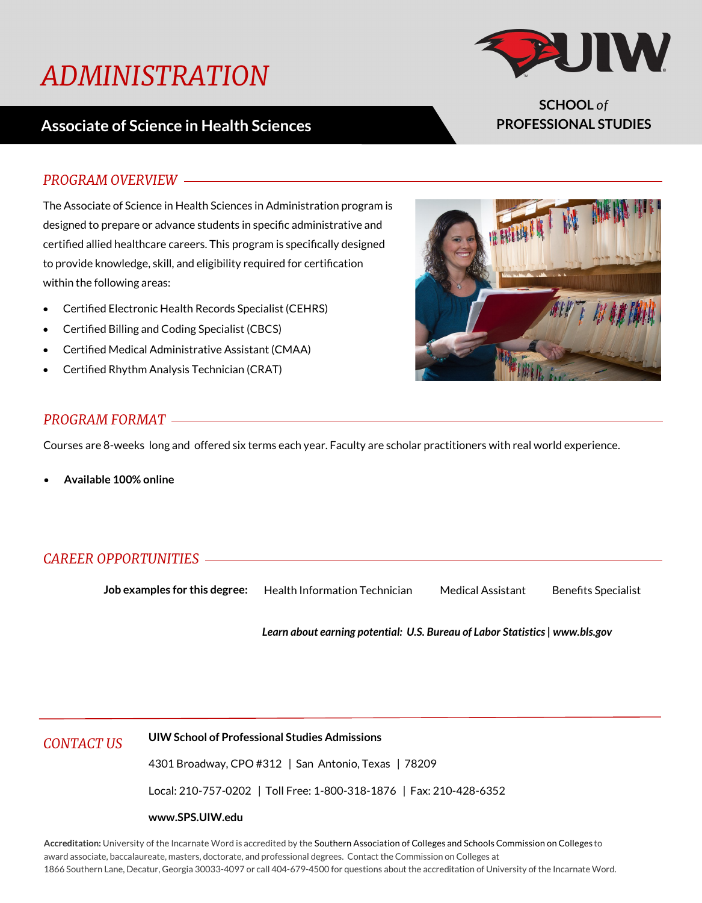# ADMINISTRATION

## Associate of Science in Health Sciences

**SCHOOL *of* PROFESSIONAL STUDIES**

## *PROGRAM OVERVIEW*

The Associate of Science in Health Sciences in Administration program is designed to prepare or advance students in specific administrative and certified allied healthcare careers. This program is specifically designed to provide knowledge, skill, and eligibility required for certification within the following areas:

- Certified Electronic Health Records Specialist (CEHRS)
- Certified Billing and Coding Specialist (CBCS)
- Certified Medical Administrative Assistant (CMAA)
- Certified Rhythm Analysis Technician (CRAT)

## *PROGRAM FORMAT*

Courses are 8-weeks long and offered six terms each year. Faculty are scholar practitioners with real world experience.

- **Available 100% online**

## *CAREER OPPORTUNITIES*

**Job examples for this degree:** Health Information Technician Medical Assistant Benefits Specialist

***Learn about earning potential: U.S. Bureau of Labor Statistics | www.bls.gov***

## *CONTACT US*

**UIW School of Professional Studies Admissions**

4301 Broadway, CPO #312 | San Antonio, Texas | 78209

Local: 210-757-0202 | Toll Free: 1-800-318-1876 | Fax: 210-428-6352

**www.SPS.UIW.edu**

**Accreditation:** University of the Incarnate Word is accredited by the Southern Association of Colleges and Schools Commission on Colleges to award associate, baccalaureate, masters, doctorate, and professional degrees. Contact the Commission on Colleges at 1866 Southern Lane, Decatur, Georgia 30033-4097 or call 404-679-4500 for questions about the accreditation of University of the Incarnate Word.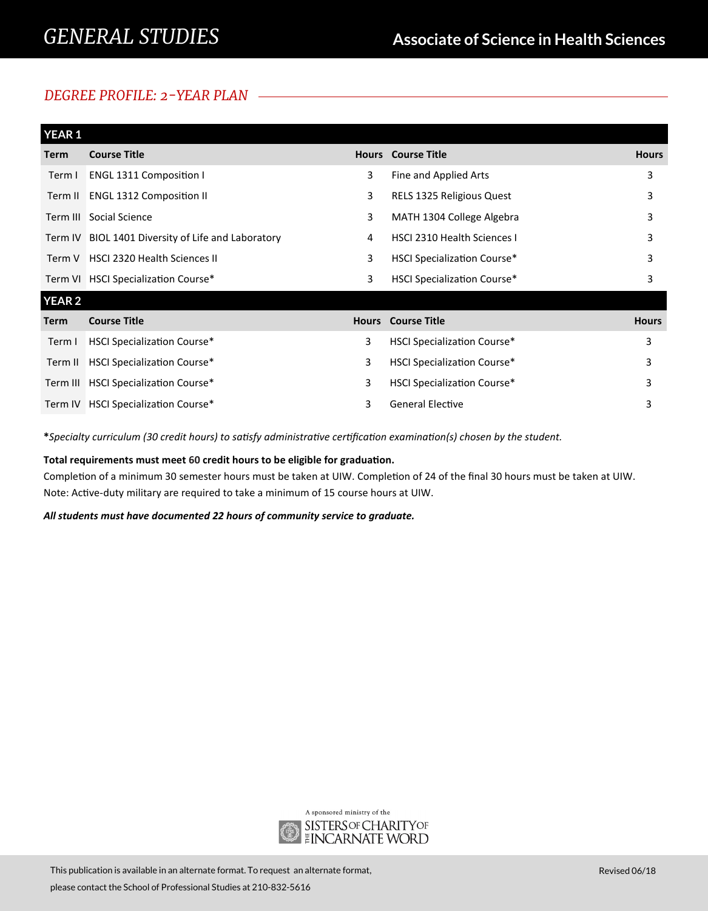# GENERAL STUDIES

## Associate of Science in Health Sciences

### *DEGREE PROFILE: 2-YEAR PLAN*

| Term | Course Title | Hours | Course Title | Hours |
|---|---|---|---|---|
| **YEAR 1** | | | | |
| Term I | ENGL 1311 Composition I | 3 | Fine and Applied Arts | 3 |
| Term II | ENGL 1312 Composition II | 3 | RELS 1325 Religious Quest | 3 |
| Term III | Social Science | 3 | MATH 1304 College Algebra | 3 |
| Term IV | BIOL 1401 Diversity of Life and Laboratory | 4 | HSCI 2310 Health Sciences I | 3 |
| Term V | HSCI 2320 Health Sciences II | 3 | HSCI Specialization Course* | 3 |
| Term VI | HSCI Specialization Course* | 3 | HSCI Specialization Course* | 3 |
| **YEAR 2** | | | | |
| Term I | HSCI Specialization Course* | 3 | HSCI Specialization Course* | 3 |
| Term II | HSCI Specialization Course* | 3 | HSCI Specialization Course* | 3 |
| Term III | HSCI Specialization Course* | 3 | HSCI Specialization Course* | 3 |
| Term IV | HSCI Specialization Course* | 3 | General Elective | 3 |

**\***_Specialty curriculum (30 credit hours) to satisfy administrative certification examination(s) chosen by the student._

**Total requirements must meet 60 credit hours to be eligible for graduation.**

Completion of a minimum 30 semester hours must be taken at UIW. Completion of 24 of the final 30 hours must be taken at UIW. Note: Active-duty military are required to take a minimum of 15 course hours at UIW.

***All students must have documented 22 hours of community service to graduate.***

A sponsored ministry of the SISTERS OF CHARITY OF THE INCARNATE WORD

This publication is available in an alternate format. To request an alternate format, please contact the School of Professional Studies at 210-832-5616

Revised 06/18